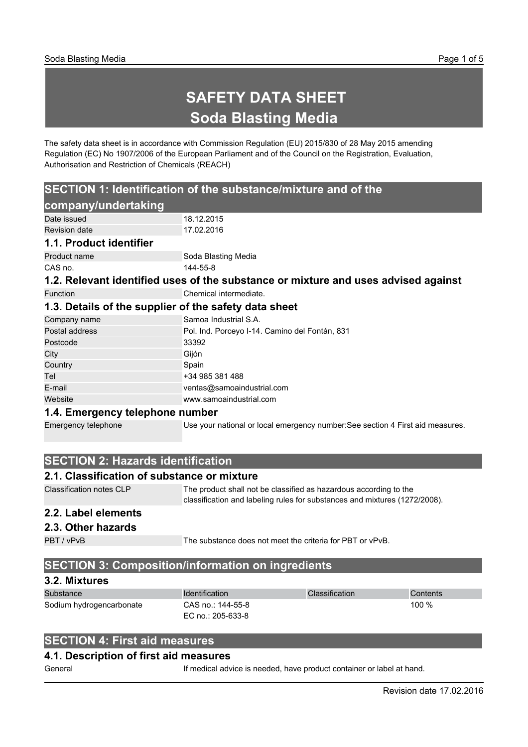# SAFETY DATA SHEET
# Soda Blasting Media

The safety data sheet is in accordance with Commission Regulation (EU) 2015/830 of 28 May 2015 amending Regulation (EC) No 1907/2006 of the European Parliament and of the Council on the Registration, Evaluation, Authorisation and Restriction of Chemicals (REACH)

## SECTION 1: Identification of the substance/mixture and of the company/undertaking

| | |
|---|---|
| Date issued | 18.12.2015 |
| Revision date | 17.02.2016 |

### 1.1. Product identifier

| | |
|---|---|
| Product name | Soda Blasting Media |
| CAS no. | 144-55-8 |

### 1.2. Relevant identified uses of the substance or mixture and uses advised against

| | |
|---|---|
| Function | Chemical intermediate. |

### 1.3. Details of the supplier of the safety data sheet

| | |
|---|---|
| Company name | Samoa Industrial S.A. |
| Postal address | Pol. Ind. Porceyo I-14. Camino del Fontán, 831 |
| Postcode | 33392 |
| City | Gijón |
| Country | Spain |
| Tel | +34 985 381 488 |
| E-mail | ventas@samoaindustrial.com |
| Website | www.samoaindustrial.com |

### 1.4. Emergency telephone number

| | |
|---|---|
| Emergency telephone | Use your national or local emergency number:See section 4 First aid measures. |

## SECTION 2: Hazards identification

### 2.1. Classification of substance or mixture

| | |
|---|---|
| Classification notes CLP | The product shall not be classified as hazardous according to the classification and labeling rules for substances and mixtures (1272/2008). |

### 2.2. Label elements

### 2.3. Other hazards

| | |
|---|---|
| PBT / vPvB | The substance does not meet the criteria for PBT or vPvB. |

## SECTION 3: Composition/information on ingredients

### 3.2. Mixtures

| Substance | Identification | Classification | Contents |
|---|---|---|---|
| Sodium hydrogencarbonate | CAS no.: 144-55-8<br>EC no.: 205-633-8 | | 100 % |

## SECTION 4: First aid measures

### 4.1. Description of first aid measures

| | |
|---|---|
| General | If medical advice is needed, have product container or label at hand. |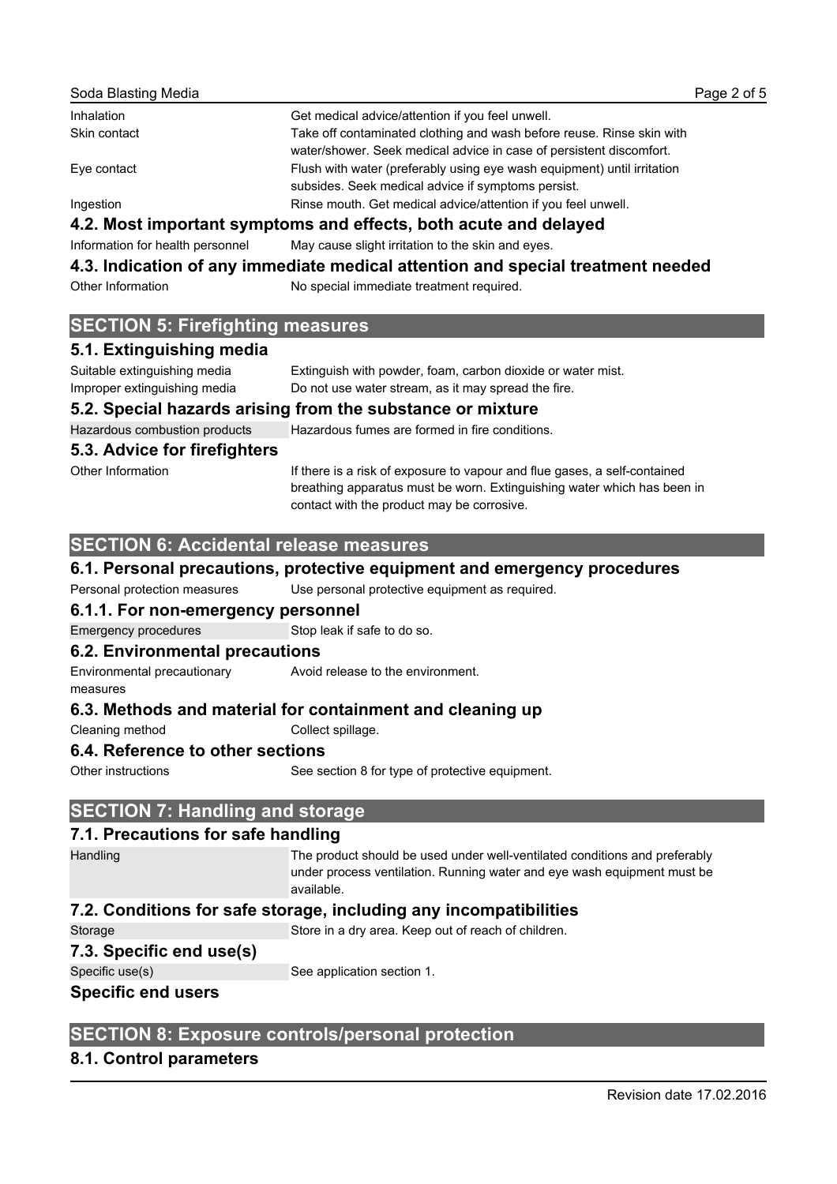| | |
|---|---|
| Inhalation | Get medical advice/attention if you feel unwell. |
| Skin contact | Take off contaminated clothing and wash before reuse. Rinse skin with water/shower. Seek medical advice in case of persistent discomfort. |
| Eye contact | Flush with water (preferably using eye wash equipment) until irritation subsides. Seek medical advice if symptoms persist. |
| Ingestion | Rinse mouth. Get medical advice/attention if you feel unwell. |

### 4.2. Most important symptoms and effects, both acute and delayed

| | |
|---|---|
| Information for health personnel | May cause slight irritation to the skin and eyes. |

### 4.3. Indication of any immediate medical attention and special treatment needed

| | |
|---|---|
| Other Information | No special immediate treatment required. |

## SECTION 5: Firefighting measures

### 5.1. Extinguishing media

| | |
|---|---|
| Suitable extinguishing media | Extinguish with powder, foam, carbon dioxide or water mist. |
| Improper extinguishing media | Do not use water stream, as it may spread the fire. |

### 5.2. Special hazards arising from the substance or mixture

| | |
|---|---|
| Hazardous combustion products | Hazardous fumes are formed in fire conditions. |

### 5.3. Advice for firefighters

| | |
|---|---|
| Other Information | If there is a risk of exposure to vapour and flue gases, a self-contained breathing apparatus must be worn. Extinguishing water which has been in contact with the product may be corrosive. |

## SECTION 6: Accidental release measures

### 6.1. Personal precautions, protective equipment and emergency procedures

| | |
|---|---|
| Personal protection measures | Use personal protective equipment as required. |

### 6.1.1. For non-emergency personnel

| | |
|---|---|
| Emergency procedures | Stop leak if safe to do so. |

### 6.2. Environmental precautions

| | |
|---|---|
| Environmental precautionary measures | Avoid release to the environment. |

### 6.3. Methods and material for containment and cleaning up

| | |
|---|---|
| Cleaning method | Collect spillage. |

### 6.4. Reference to other sections

| | |
|---|---|
| Other instructions | See section 8 for type of protective equipment. |

## SECTION 7: Handling and storage

### 7.1. Precautions for safe handling

| | |
|---|---|
| Handling | The product should be used under well-ventilated conditions and preferably under process ventilation. Running water and eye wash equipment must be available. |

### 7.2. Conditions for safe storage, including any incompatibilities

| | |
|---|---|
| Storage | Store in a dry area. Keep out of reach of children. |

### 7.3. Specific end use(s)

| | |
|---|---|
| Specific use(s) | See application section 1. |

### Specific end users

## SECTION 8: Exposure controls/personal protection

### 8.1. Control parameters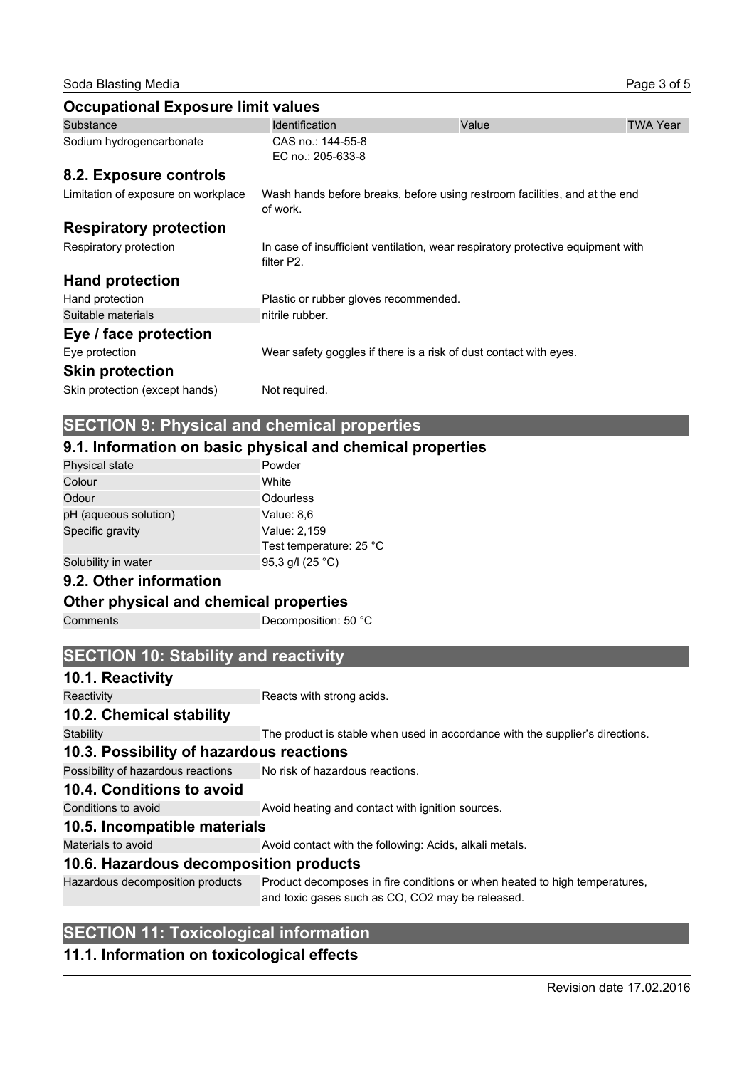## Occupational Exposure limit values

| Substance | Identification | Value | TWA Year |
|---|---|---|---|
| Sodium hydrogencarbonate | CAS no.: 144-55-8<br>EC no.: 205-633-8 | | |

## 8.2. Exposure controls

| | |
|---|---|
| Limitation of exposure on workplace | Wash hands before breaks, before using restroom facilities, and at the end of work. |

## Respiratory protection

| | |
|---|---|
| Respiratory protection | In case of insufficient ventilation, wear respiratory protective equipment with filter P2. |

## Hand protection

| | |
|---|---|
| Hand protection | Plastic or rubber gloves recommended. |
| Suitable materials | nitrile rubber. |

## Eye / face protection

| | |
|---|---|
| Eye protection | Wear safety goggles if there is a risk of dust contact with eyes. |

## Skin protection

| | |
|---|---|
| Skin protection (except hands) | Not required. |

# SECTION 9: Physical and chemical properties

## 9.1. Information on basic physical and chemical properties

| | |
|---|---|
| Physical state | Powder |
| Colour | White |
| Odour | Odourless |
| pH (aqueous solution) | Value: 8,6 |
| Specific gravity | Value: 2,159<br>Test temperature: 25 °C |
| Solubility in water | 95,3 g/l (25 °C) |

## 9.2. Other information

## Other physical and chemical properties

| | |
|---|---|
| Comments | Decomposition: 50 °C |

# SECTION 10: Stability and reactivity

## 10.1. Reactivity

| | |
|---|---|
| Reactivity | Reacts with strong acids. |

## 10.2. Chemical stability

| | |
|---|---|
| Stability | The product is stable when used in accordance with the supplier's directions. |

## 10.3. Possibility of hazardous reactions

| | |
|---|---|
| Possibility of hazardous reactions | No risk of hazardous reactions. |

## 10.4. Conditions to avoid

| | |
|---|---|
| Conditions to avoid | Avoid heating and contact with ignition sources. |

## 10.5. Incompatible materials

| | |
|---|---|
| Materials to avoid | Avoid contact with the following: Acids, alkali metals. |

## 10.6. Hazardous decomposition products

| | |
|---|---|
| Hazardous decomposition products | Product decomposes in fire conditions or when heated to high temperatures, and toxic gases such as CO, $CO_2$ may be released. |

# SECTION 11: Toxicological information

## 11.1. Information on toxicological effects

Revision date 17.02.2016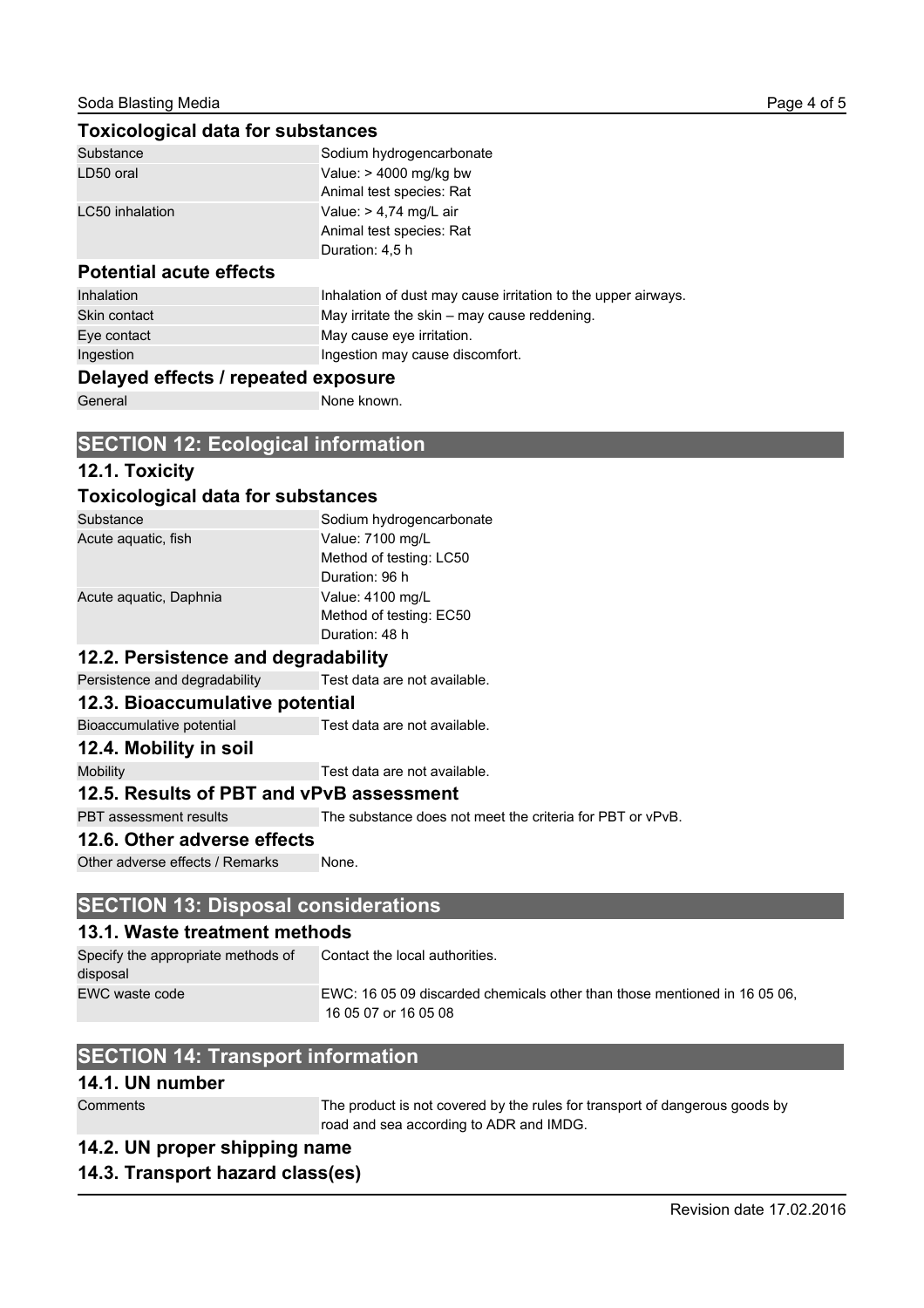### Toxicological data for substances

| Substance | Sodium hydrogencarbonate |
|---|---|
| LD50 oral | Value: > 4000 mg/kg bw<br>Animal test species: Rat |
| LC50 inhalation | Value: > 4,74 mg/L air<br>Animal test species: Rat<br>Duration: 4,5 h |

### Potential acute effects

| Inhalation | Inhalation of dust may cause irritation to the upper airways. |
|---|---|
| Skin contact | May irritate the skin – may cause reddening. |
| Eye contact | May cause eye irritation. |
| Ingestion | Ingestion may cause discomfort. |

### Delayed effects / repeated exposure

| General | None known. |
|---|---|

## SECTION 12: Ecological information

### 12.1. Toxicity

### Toxicological data for substances

| Substance | Sodium hydrogencarbonate |
|---|---|
| Acute aquatic, fish | Value: 7100 mg/L<br>Method of testing: LC50<br>Duration: 96 h |
| Acute aquatic, Daphnia | Value: 4100 mg/L<br>Method of testing: EC50<br>Duration: 48 h |

### 12.2. Persistence and degradability

| Persistence and degradability | Test data are not available. |
|---|---|

### 12.3. Bioaccumulative potential

| Bioaccumulative potential | Test data are not available. |
|---|---|

### 12.4. Mobility in soil

| Mobility | Test data are not available. |
|---|---|

### 12.5. Results of PBT and vPvB assessment

| PBT assessment results | The substance does not meet the criteria for PBT or vPvB. |
|---|---|

### 12.6. Other adverse effects

| Other adverse effects / Remarks | None. |
|---|---|

## SECTION 13: Disposal considerations

### 13.1. Waste treatment methods

| Specify the appropriate methods of disposal | Contact the local authorities. |
|---|---|
| EWC waste code | EWC: 16 05 09 discarded chemicals other than those mentioned in 16 05 06, 16 05 07 or 16 05 08 |

## SECTION 14: Transport information

### 14.1. UN number

| Comments | The product is not covered by the rules for transport of dangerous goods by road and sea according to ADR and IMDG. |
|---|---|

### 14.2. UN proper shipping name

### 14.3. Transport hazard class(es)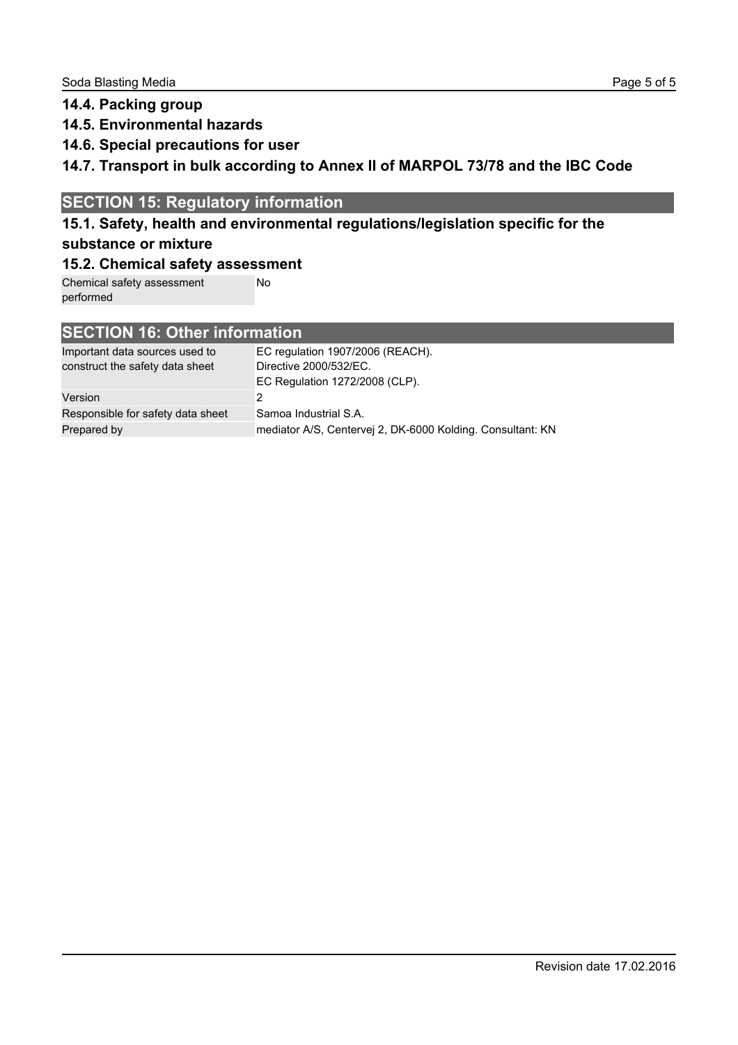### 14.4. Packing group

### 14.5. Environmental hazards

### 14.6. Special precautions for user

### 14.7. Transport in bulk according to Annex II of MARPOL 73/78 and the IBC Code

## SECTION 15: Regulatory information

### 15.1. Safety, health and environmental regulations/legislation specific for the substance or mixture

### 15.2. Chemical safety assessment

| | |
|---|---|
| Chemical safety assessment performed | No |

## SECTION 16: Other information

| | |
|---|---|
| Important data sources used to construct the safety data sheet | EC regulation 1907/2006 (REACH).<br>Directive 2000/532/EC.<br>EC Regulation 1272/2008 (CLP). |
| Version | 2 |
| Responsible for safety data sheet | Samoa Industrial S.A. |
| Prepared by | mediator A/S, Centervej 2, DK-6000 Kolding. Consultant: KN |

Revision date 17.02.2016